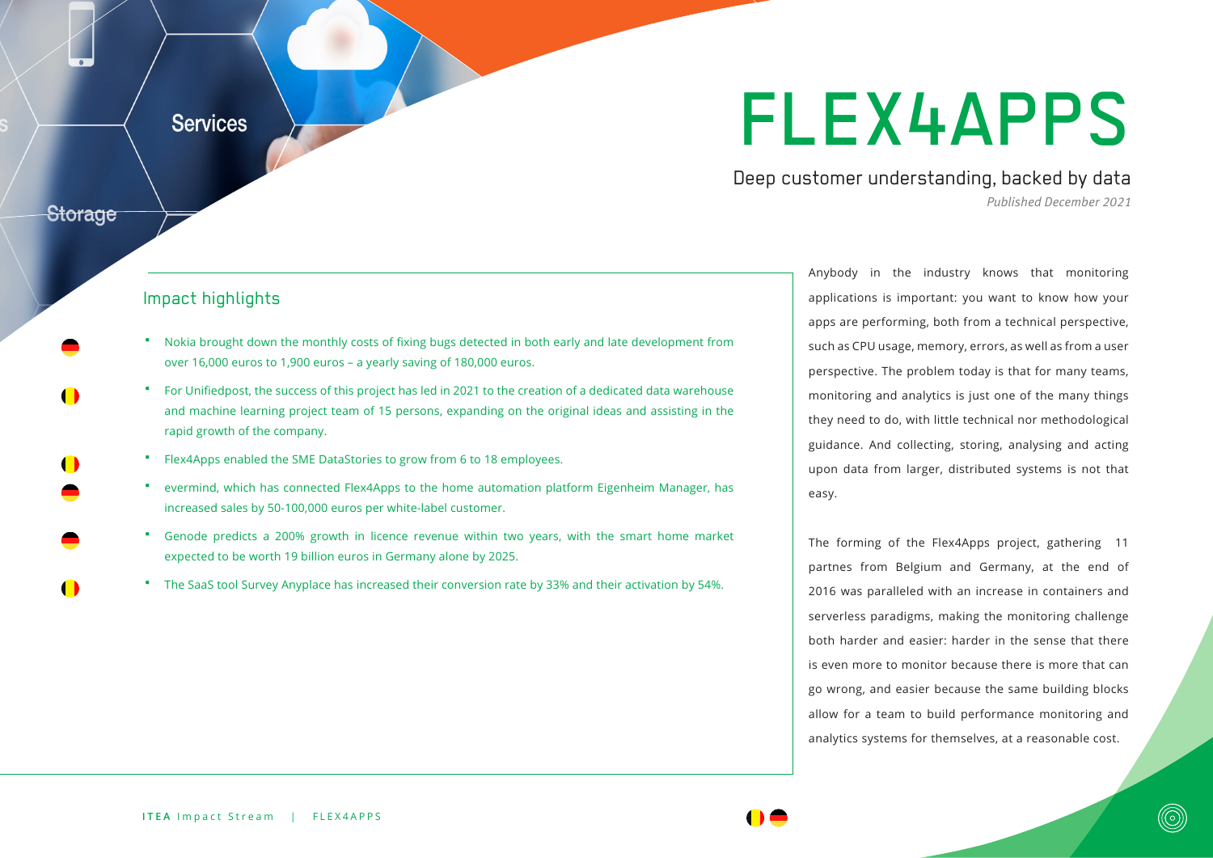# FLEX4APPS

Deep customer understanding, backed by data

*Published December 2021*

## Impact highlights

- Nokia brought down the monthly costs of fixing bugs detected in both early and late development from over 16,000 euros to 1,900 euros – a yearly saving of 180,000 euros.
- For Unifiedpost, the success of this project has led in 2021 to the creation of a dedicated data warehouse and machine learning project team of 15 persons, expanding on the original ideas and assisting in the rapid growth of the company.
- Flex4Apps enabled the SME DataStories to grow from 6 to 18 employees.
- evermind, which has connected Flex4Apps to the home automation platform Eigenheim Manager, has increased sales by 50-100,000 euros per white-label customer.
- Genode predicts a 200% growth in licence revenue within two years, with the smart home market expected to be worth 19 billion euros in Germany alone by 2025.
- The SaaS tool Survey Anyplace has increased their conversion rate by 33% and their activation by 54%.

Anybody in the industry knows that monitoring applications is important: you want to know how your apps are performing, both from a technical perspective, such as CPU usage, memory, errors, as well as from a user perspective. The problem today is that for many teams, monitoring and analytics is just one of the many things they need to do, with little technical nor methodological guidance. And collecting, storing, analysing and acting upon data from larger, distributed systems is not that easy.

The forming of the Flex4Apps project, gathering 11 partnes from Belgium and Germany, at the end of 2016 was paralleled with an increase in containers and serverless paradigms, making the monitoring challenge both harder and easier: harder in the sense that there is even more to monitor because there is more that can go wrong, and easier because the same building blocks allow for a team to build performance monitoring and analytics systems for themselves, at a reasonable cost.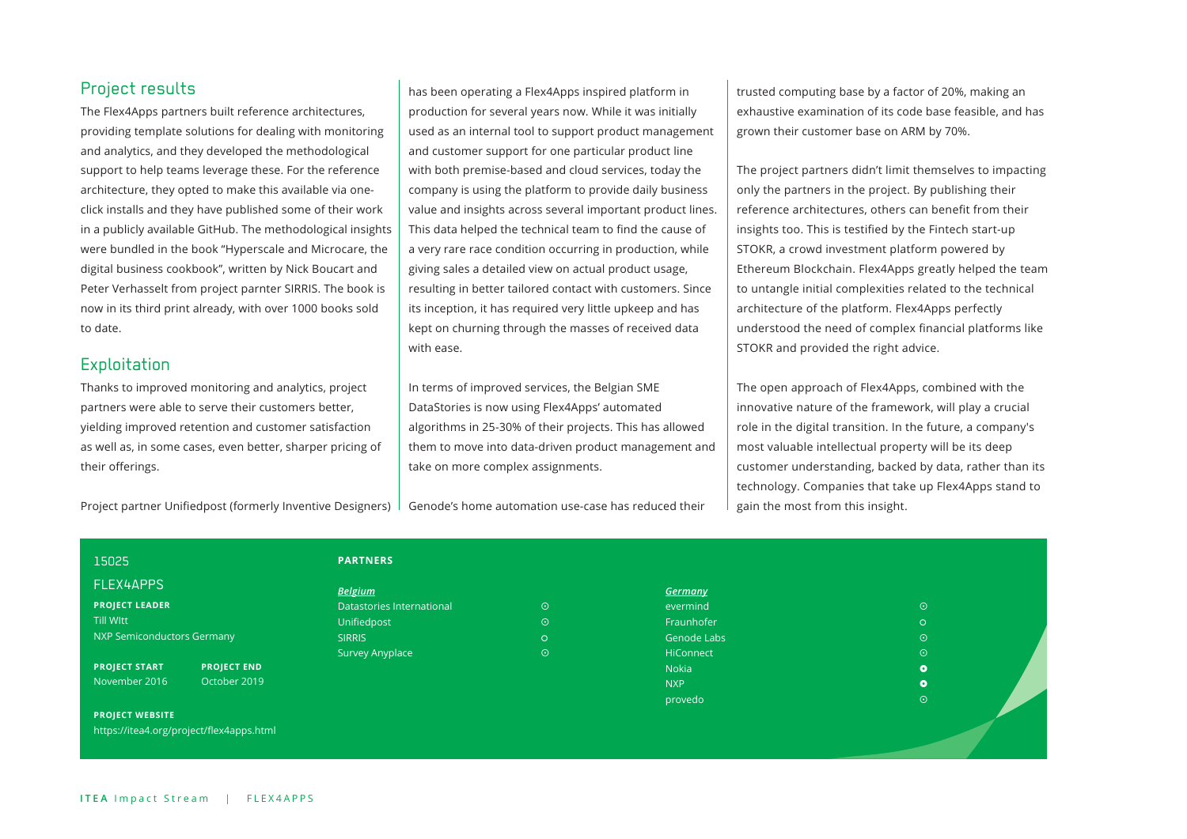## Project results

The Flex4Apps partners built reference architectures, providing template solutions for dealing with monitoring and analytics, and they developed the methodological support to help teams leverage these. For the reference architecture, they opted to make this available via one-click installs and they have published some of their work in a publicly available GitHub. The methodological insights were bundled in the book "Hyperscale and Microcare, the digital business cookbook", written by Nick Boucart and Peter Verhasselt from project parnter SIRRIS. The book is now in its third print already, with over 1000 books sold to date.

## Exploitation

Thanks to improved monitoring and analytics, project partners were able to serve their customers better, yielding improved retention and customer satisfaction as well as, in some cases, even better, sharper pricing of their offerings.

Project partner Unifiedpost (formerly Inventive Designers) has been operating a Flex4Apps inspired platform in production for several years now. While it was initially used as an internal tool to support product management and customer support for one particular product line with both premise-based and cloud services, today the company is using the platform to provide daily business value and insights across several important product lines. This data helped the technical team to find the cause of a very rare race condition occurring in production, while giving sales a detailed view on actual product usage, resulting in better tailored contact with customers. Since its inception, it has required very little upkeep and has kept on churning through the masses of received data with ease.

In terms of improved services, the Belgian SME DataStories is now using Flex4Apps' automated algorithms in 25-30% of their projects. This has allowed them to move into data-driven product management and take on more complex assignments.

Genode's home automation use-case has reduced their trusted computing base by a factor of 20%, making an exhaustive examination of its code base feasible, and has grown their customer base on ARM by 70%.

The project partners didn't limit themselves to impacting only the partners in the project. By publishing their reference architectures, others can benefit from their insights too. This is testified by the Fintech start-up STOKR, a crowd investment platform powered by Ethereum Blockchain. Flex4Apps greatly helped the team to untangle initial complexities related to the technical architecture of the platform. Flex4Apps perfectly understood the need of complex financial platforms like STOKR and provided the right advice.

The open approach of Flex4Apps, combined with the innovative nature of the framework, will play a crucial role in the digital transition. In the future, a company's most valuable intellectual property will be its deep customer understanding, backed by data, rather than its technology. Companies that take up Flex4Apps stand to gain the most from this insight.

15025

FLEX4APPS

**PROJECT LEADER**
Till Witt
NXP Semiconductors Germany

**PROJECT START**
November 2016

**PROJECT END**
October 2019

**PROJECT WEBSITE**
https://itea4.org/project/flex4apps.html

**PARTNERS**

***Belgium***
Datastories International
Unifiedpost
SIRRIS
Survey Anyplace

***Germany***
evermind
Fraunhofer
Genode Labs
HiConnect
Nokia
NXP
provedo